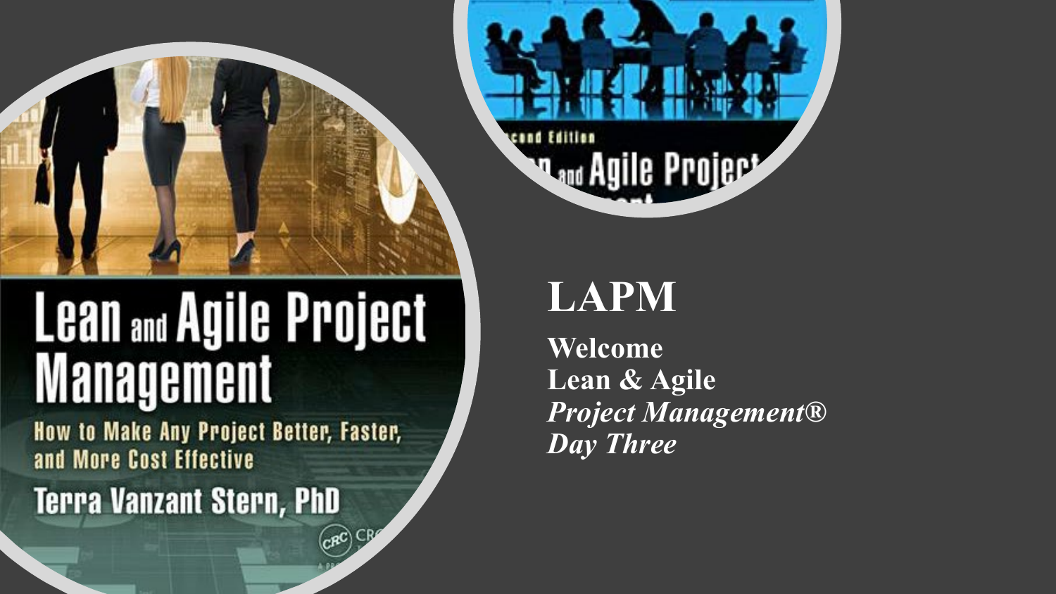# LAPM

**Welcome**
**Lean & Agile**
***Project Management®***
***Day Three***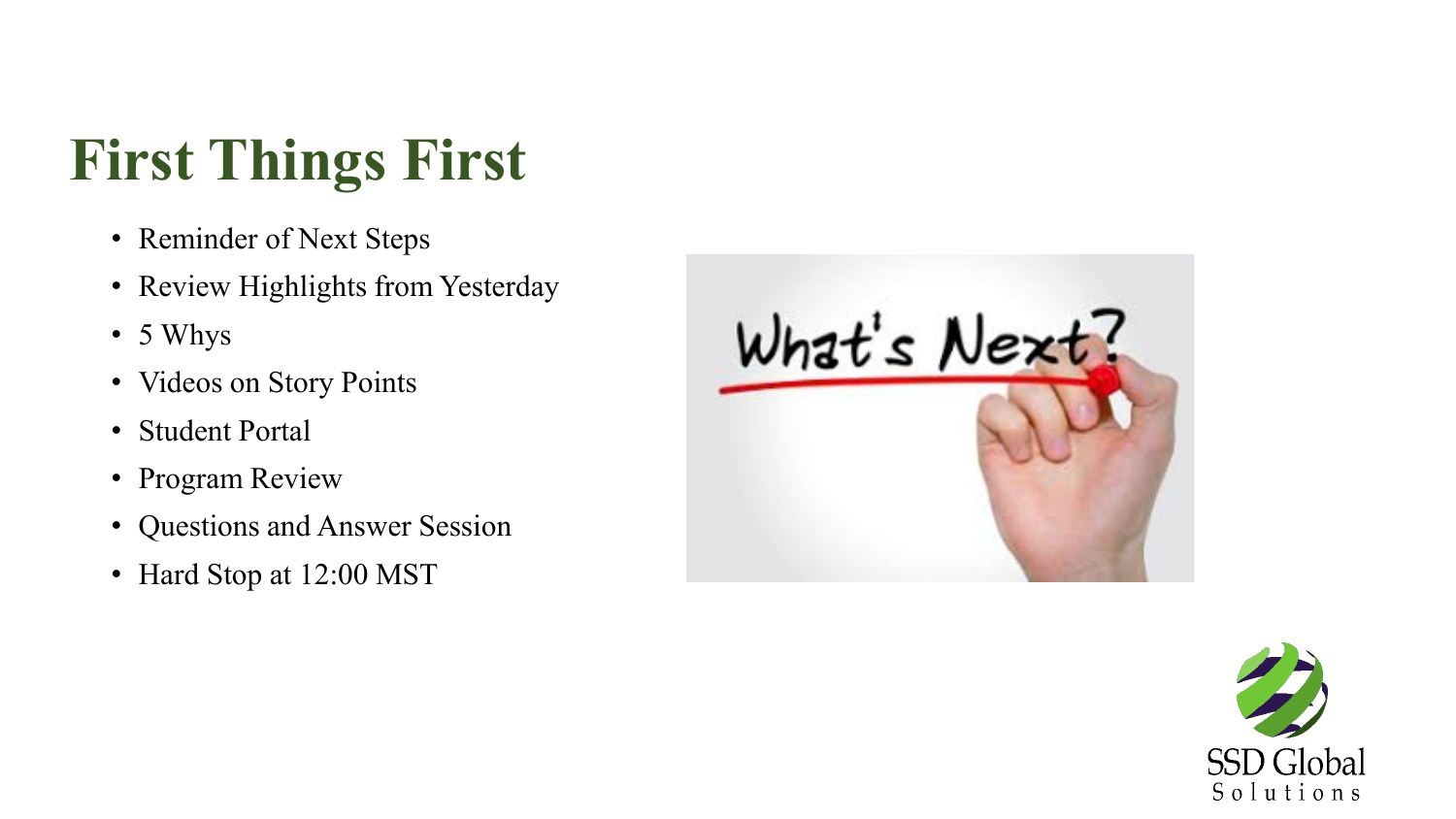# First Things First

- Reminder of Next Steps
- Review Highlights from Yesterday
- 5 Whys
- Videos on Story Points
- Student Portal
- Program Review
- Questions and Answer Session
- Hard Stop at 12:00 MST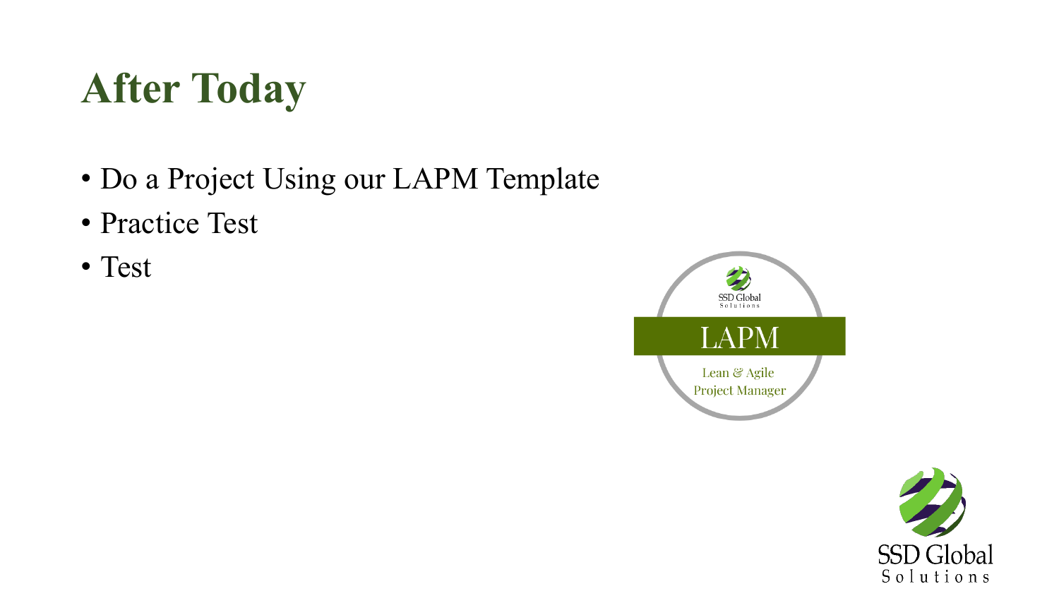# After Today

- Do a Project Using our LAPM Template
- Practice Test
- Test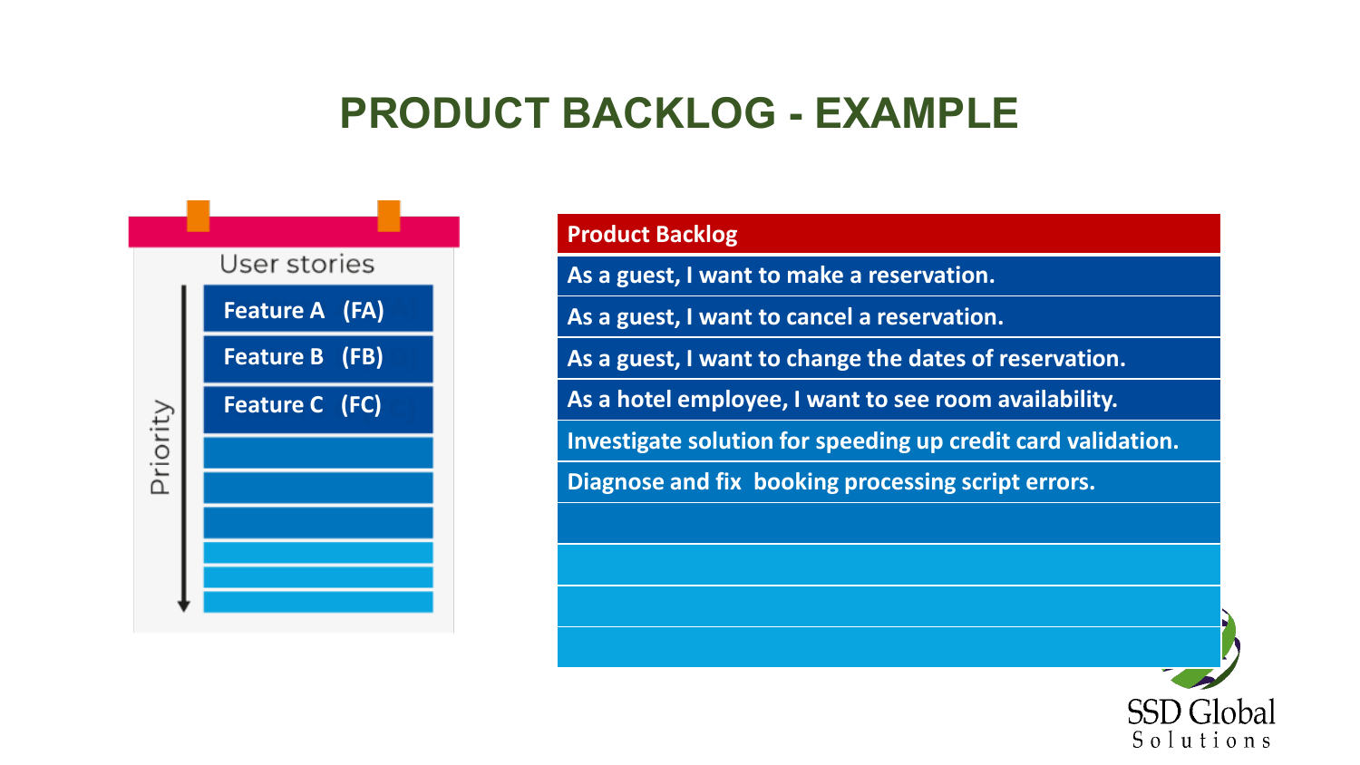# PRODUCT BACKLOG - EXAMPLE

User stories

Priority

- Feature A (FA)
- Feature B (FB)
- Feature C (FC)

| Product Backlog |
| --- |
| As a guest, I want to make a reservation. |
| As a guest, I want to cancel a reservation. |
| As a guest, I want to change the dates of reservation. |
| As a hotel employee, I want to see room availability. |
| Investigate solution for speeding up credit card validation. |
| Diagnose and fix booking processing script errors. |
| |
| |
| |
| |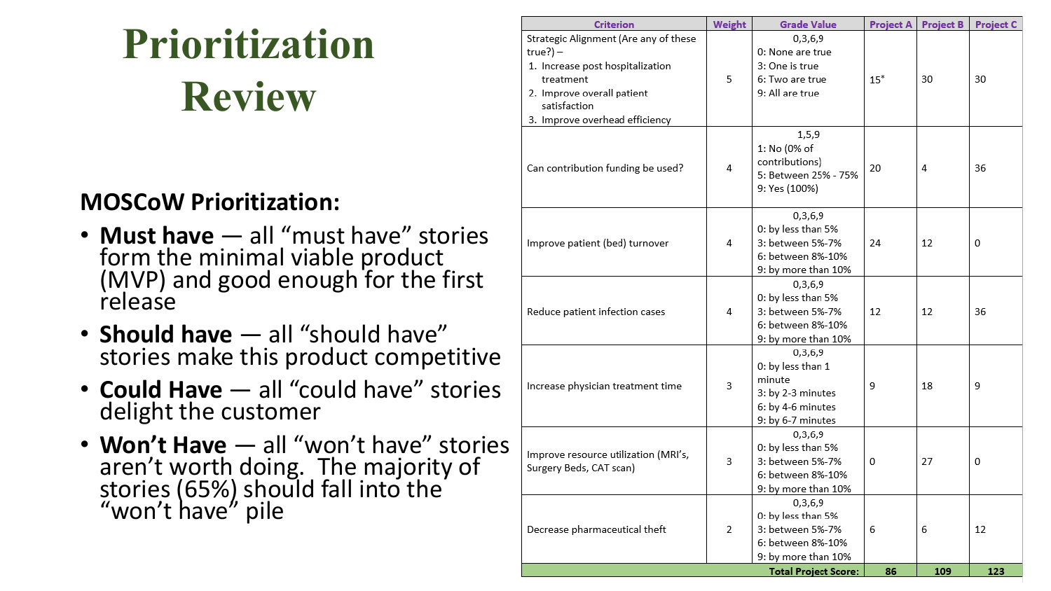# Prioritization Review

**MOSCoW Prioritization:**

- **Must have** — all “must have” stories form the minimal viable product (MVP) and good enough for the first release
- **Should have** — all “should have” stories make this product competitive
- **Could Have** — all “could have” stories delight the customer
- **Won’t Have** — all “won’t have” stories aren’t worth doing. The majority of stories (65%) should fall into the “won’t have” pile

| Criterion | Weight | Grade Value | Project A | Project B | Project C |
|---|---|---|---|---|---|
| Strategic Alignment (Are any of these true?) – 1. Increase post hospitalization treatment 2. Improve overall patient satisfaction 3. Improve overhead efficiency | 5 | 0,3,6,9 0: None are true 3: One is true 6: Two are true 9: All are true | 15* | 30 | 30 |
| Can contribution funding be used? | 4 | 1,5,9 1: No (0% of contributions) 5: Between 25% - 75% 9: Yes (100%) | 20 | 4 | 36 |
| Improve patient (bed) turnover | 4 | 0,3,6,9 0: by less than 5% 3: between 5%-7% 6: between 8%-10% 9: by more than 10% | 24 | 12 | 0 |
| Reduce patient infection cases | 4 | 0,3,6,9 0: by less than 5% 3: between 5%-7% 6: between 8%-10% 9: by more than 10% | 12 | 12 | 36 |
| Increase physician treatment time | 3 | 0,3,6,9 0: by less than 1 minute 3: by 2-3 minutes 6: by 4-6 minutes 9: by 6-7 minutes | 9 | 18 | 9 |
| Improve resource utilization (MRI’s, Surgery Beds, CAT scan) | 3 | 0,3,6,9 0: by less than 5% 3: between 5%-7% 6: between 8%-10% 9: by more than 10% | 0 | 27 | 0 |
| Decrease pharmaceutical theft | 2 | 0,3,6,9 0: by less than 5% 3: between 5%-7% 6: between 8%-10% 9: by more than 10% | 6 | 6 | 12 |
| | | **Total Project Score:** | **86** | **109** | **123** |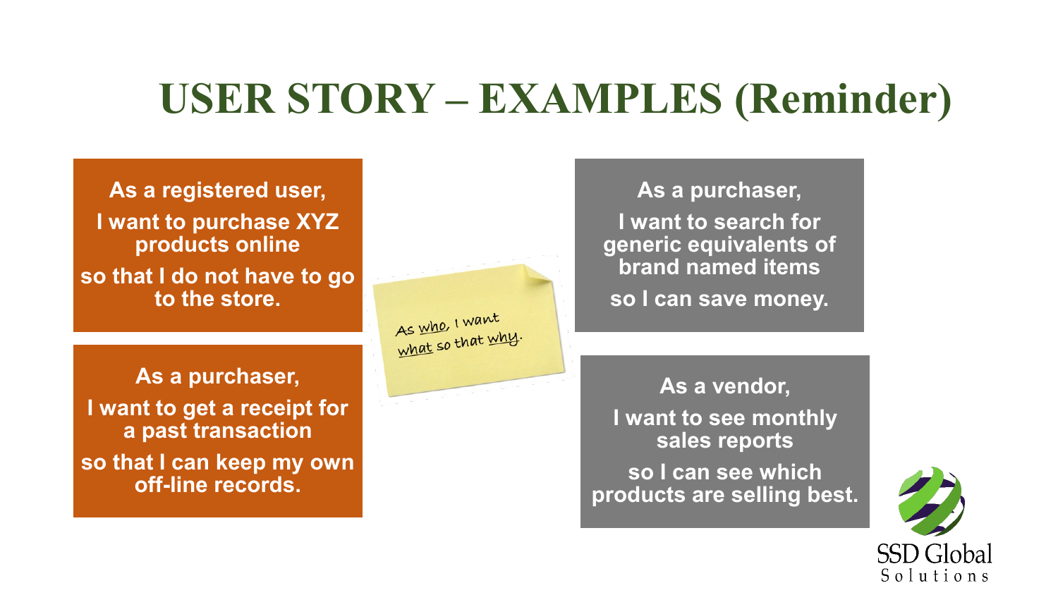# USER STORY – EXAMPLES (Reminder)

**As a registered user,**
**I want to purchase XYZ products online**
**so that I do not have to go to the store.**

**As a purchaser,**
**I want to get a receipt for a past transaction**
**so that I can keep my own off-line records.**

As who, I want what so that why.

**As a purchaser,**
**I want to search for generic equivalents of brand named items**
**so I can save money.**

**As a vendor,**
**I want to see monthly sales reports**
**so I can see which products are selling best.**

SSD Global Solutions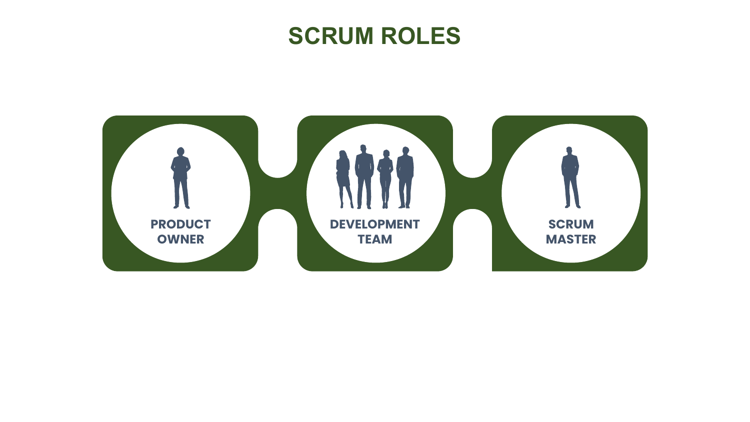# SCRUM ROLES

PRODUCT OWNER

DEVELOPMENT TEAM

SCRUM MASTER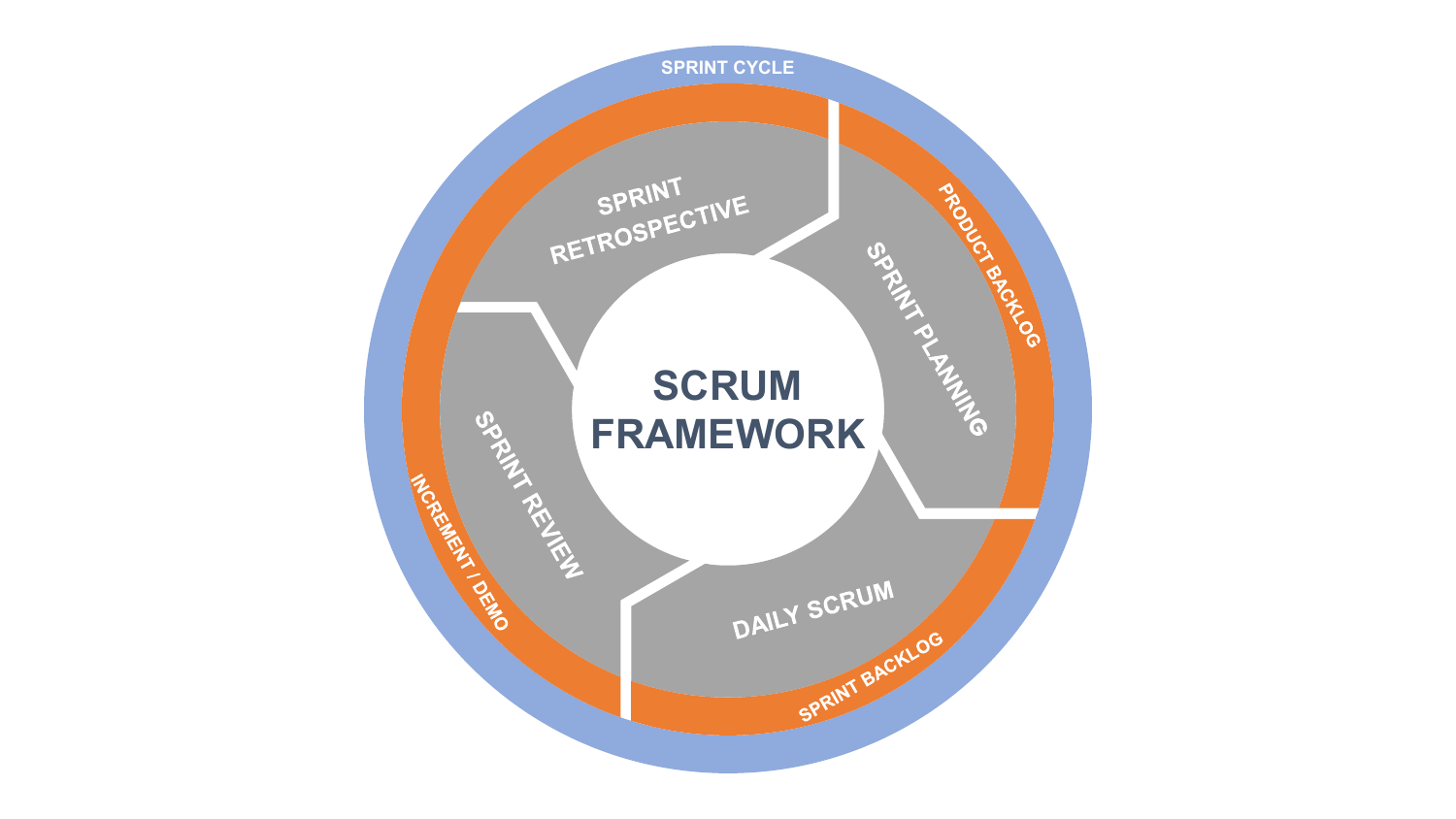SPRINT CYCLE

PRODUCT BACKLOG

SPRINT BACKLOG

INCREMENT / DEMO

SPRINT RETROSPECTIVE

SPRINT PLANNING

DAILY SCRUM

SPRINT REVIEW

**SCRUM FRAMEWORK**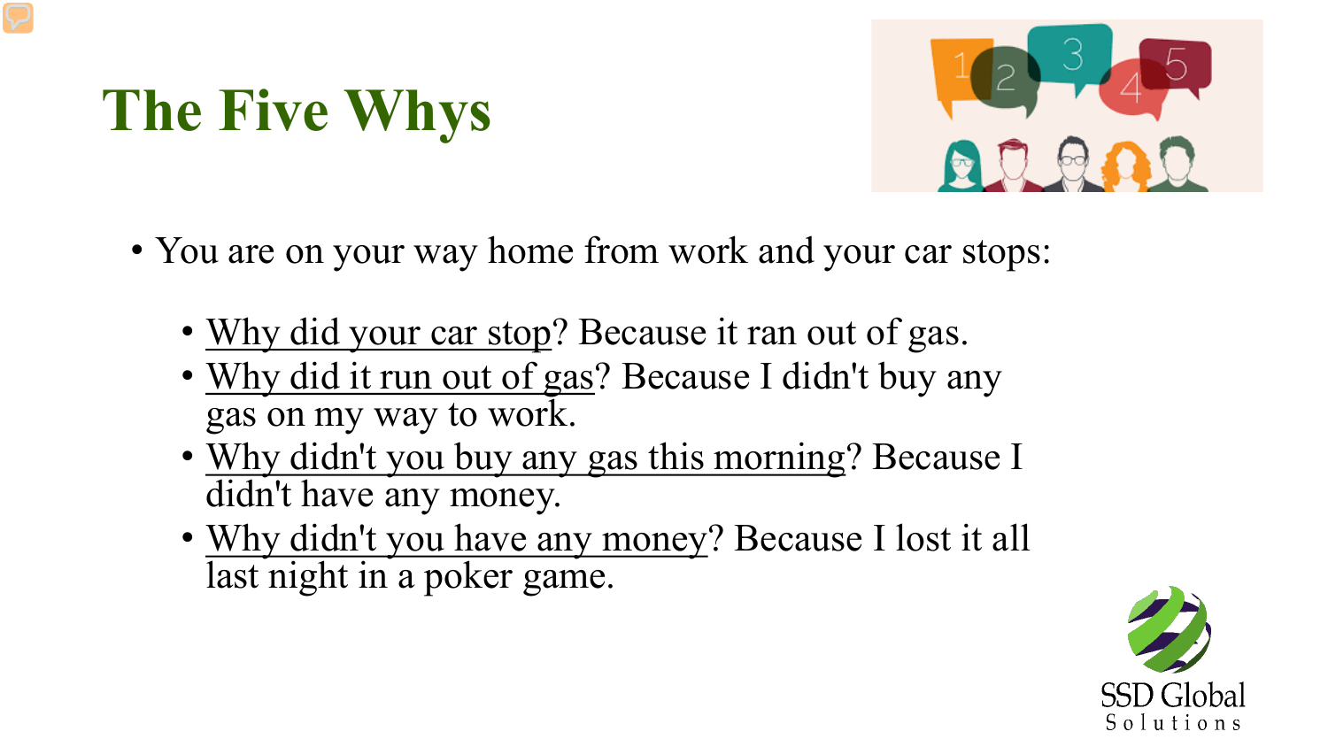# The Five Whys

- You are on your way home from work and your car stops:
  - Why did your car stop? Because it ran out of gas.
  - Why did it run out of gas? Because I didn't buy any gas on my way to work.
  - Why didn't you buy any gas this morning? Because I didn't have any money.
  - Why didn't you have any money? Because I lost it all last night in a poker game.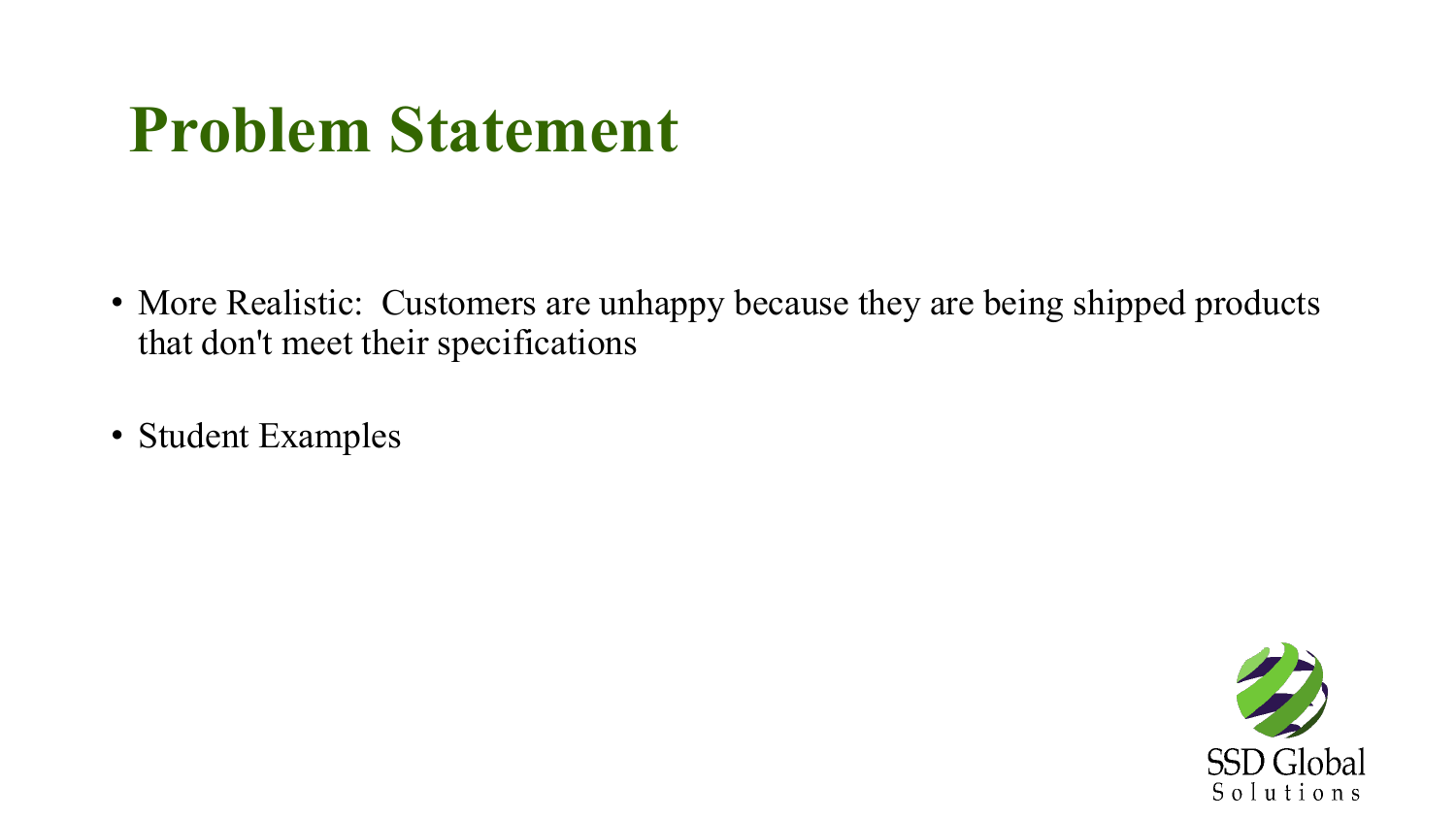# Problem Statement

- More Realistic: Customers are unhappy because they are being shipped products that don't meet their specifications
- Student Examples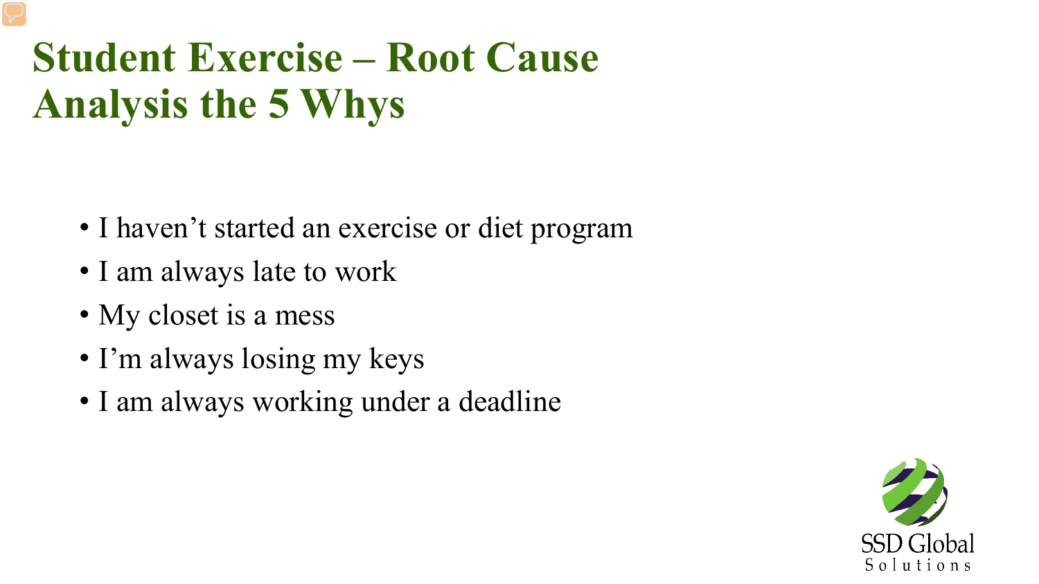# Student Exercise – Root Cause Analysis the 5 Whys

- I haven't started an exercise or diet program
- I am always late to work
- My closet is a mess
- I'm always losing my keys
- I am always working under a deadline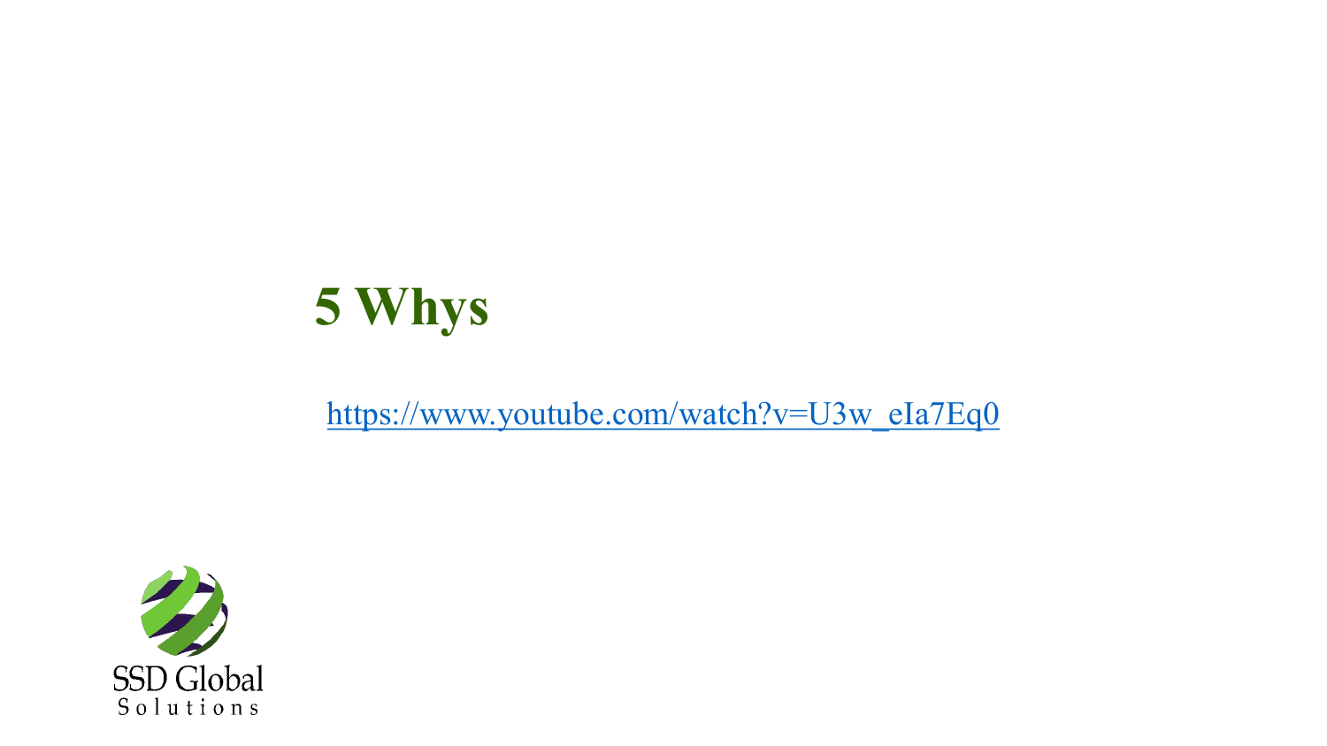# 5 Whys

https://www.youtube.com/watch?v=U3w_eIa7Eq0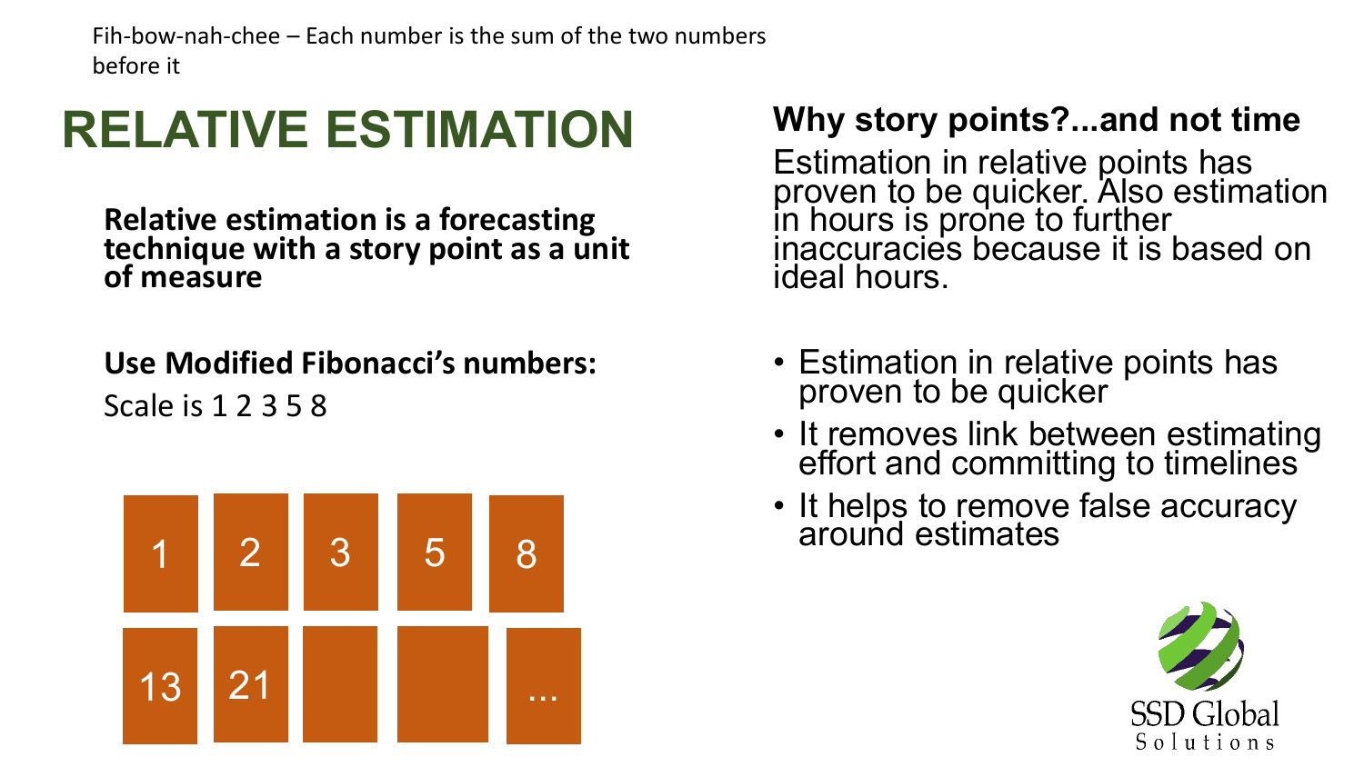Fih-bow-nah-chee – Each number is the sum of the two numbers before it

# RELATIVE ESTIMATION

**Relative estimation is a forecasting technique with a story point as a unit of measure**

**Use Modified Fibonacci's numbers:**

Scale is 1 2 3 5 8

| 1 | 2 | 3 | 5 | 8 |
|---|---|---|---|---|
| 13 | 21 | | | ... |

## Why story points?...and not time

Estimation in relative points has proven to be quicker. Also estimation in hours is prone to further inaccuracies because it is based on ideal hours.

- Estimation in relative points has proven to be quicker
- It removes link between estimating effort and committing to timelines
- It helps to remove false accuracy around estimates

SSD Global Solutions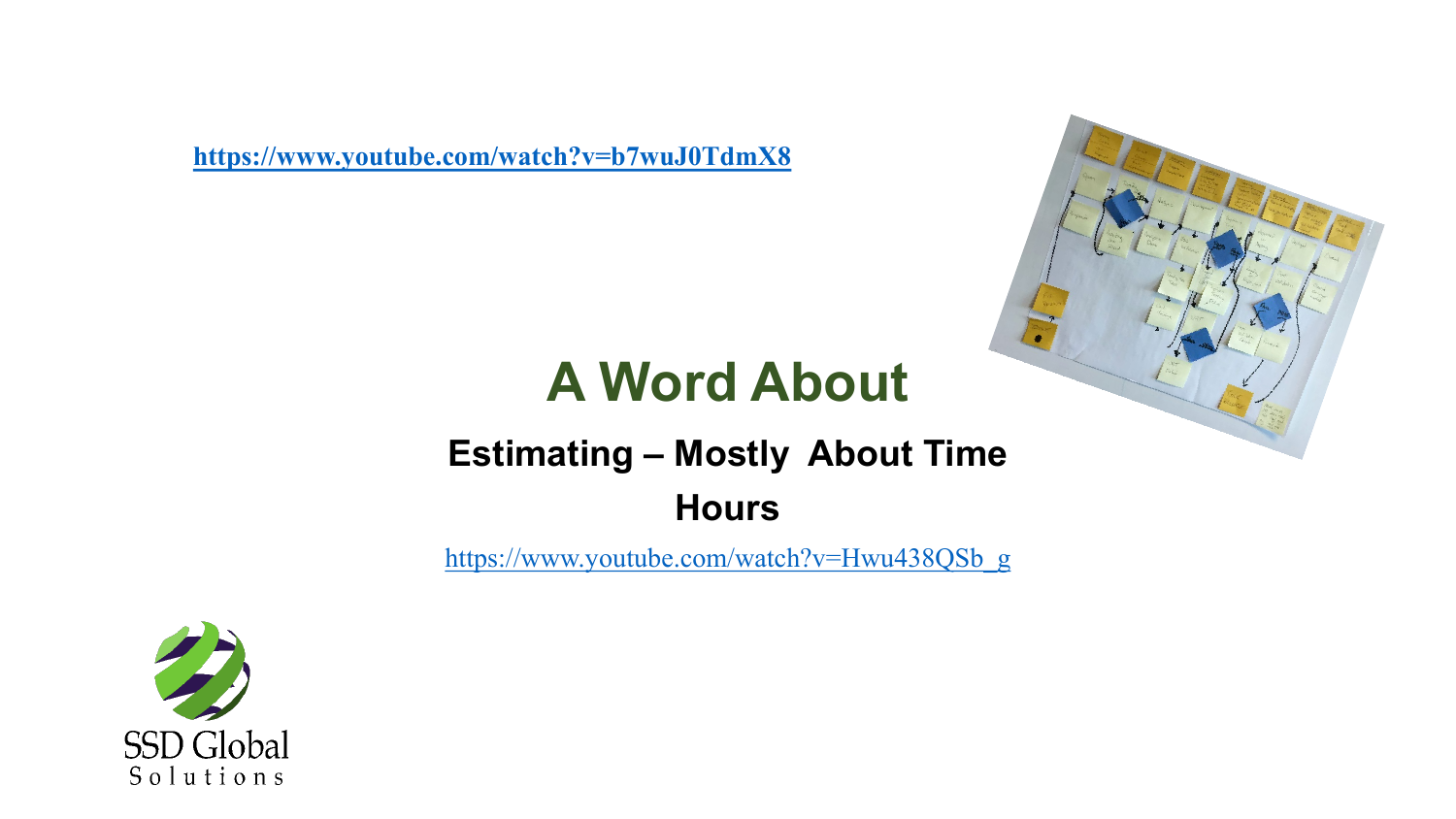**https://www.youtube.com/watch?v=b7wuJ0TdmX8**

# A Word About

## Estimating – Mostly About Time

## Hours

https://www.youtube.com/watch?v=Hwu438QSb_g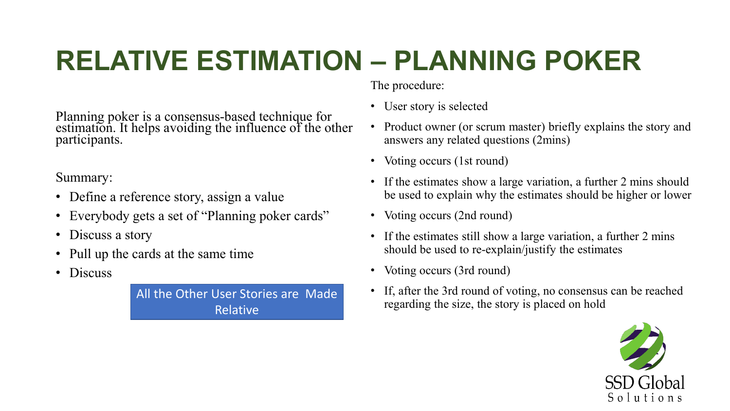# RELATIVE ESTIMATION – PLANNING POKER

Planning poker is a consensus-based technique for estimation. It helps avoiding the influence of the other participants.

Summary:

- Define a reference story, assign a value
- Everybody gets a set of "Planning poker cards"
- Discuss a story
- Pull up the cards at the same time
- Discuss

All the Other User Stories are Made Relative

The procedure:

- User story is selected
- Product owner (or scrum master) briefly explains the story and answers any related questions (2mins)
- Voting occurs (1st round)
- If the estimates show a large variation, a further 2 mins should be used to explain why the estimates should be higher or lower
- Voting occurs (2nd round)
- If the estimates still show a large variation, a further 2 mins should be used to re-explain/justify the estimates
- Voting occurs (3rd round)
- If, after the 3rd round of voting, no consensus can be reached regarding the size, the story is placed on hold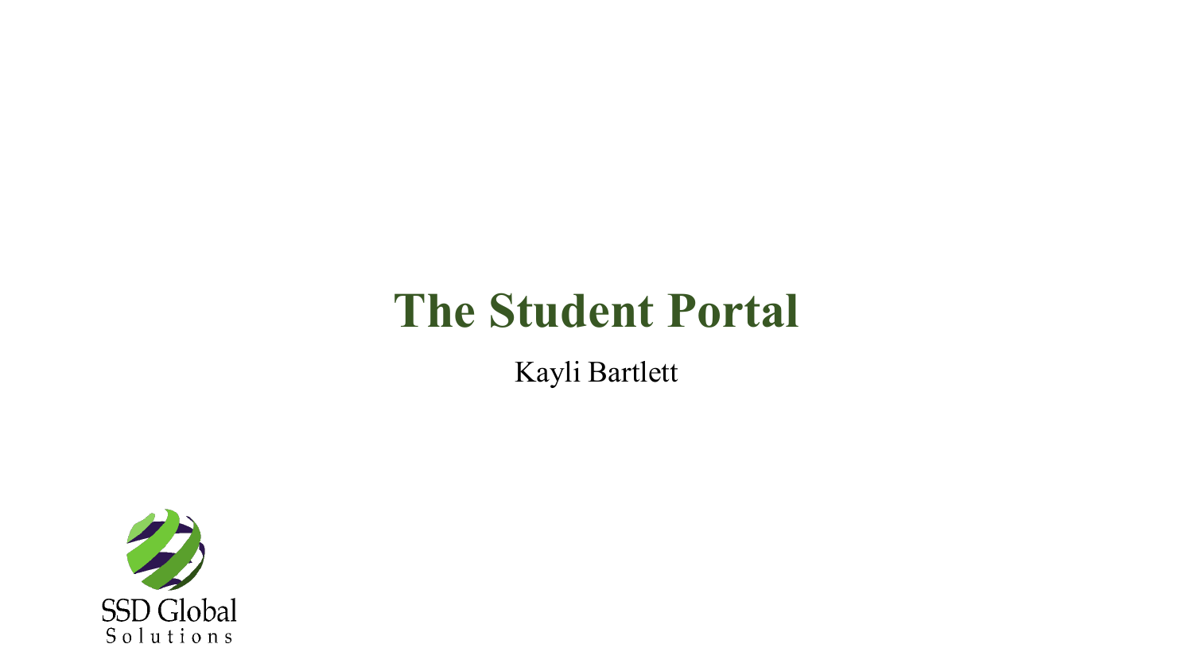# The Student Portal

Kayli Bartlett

SSD Global
Solutions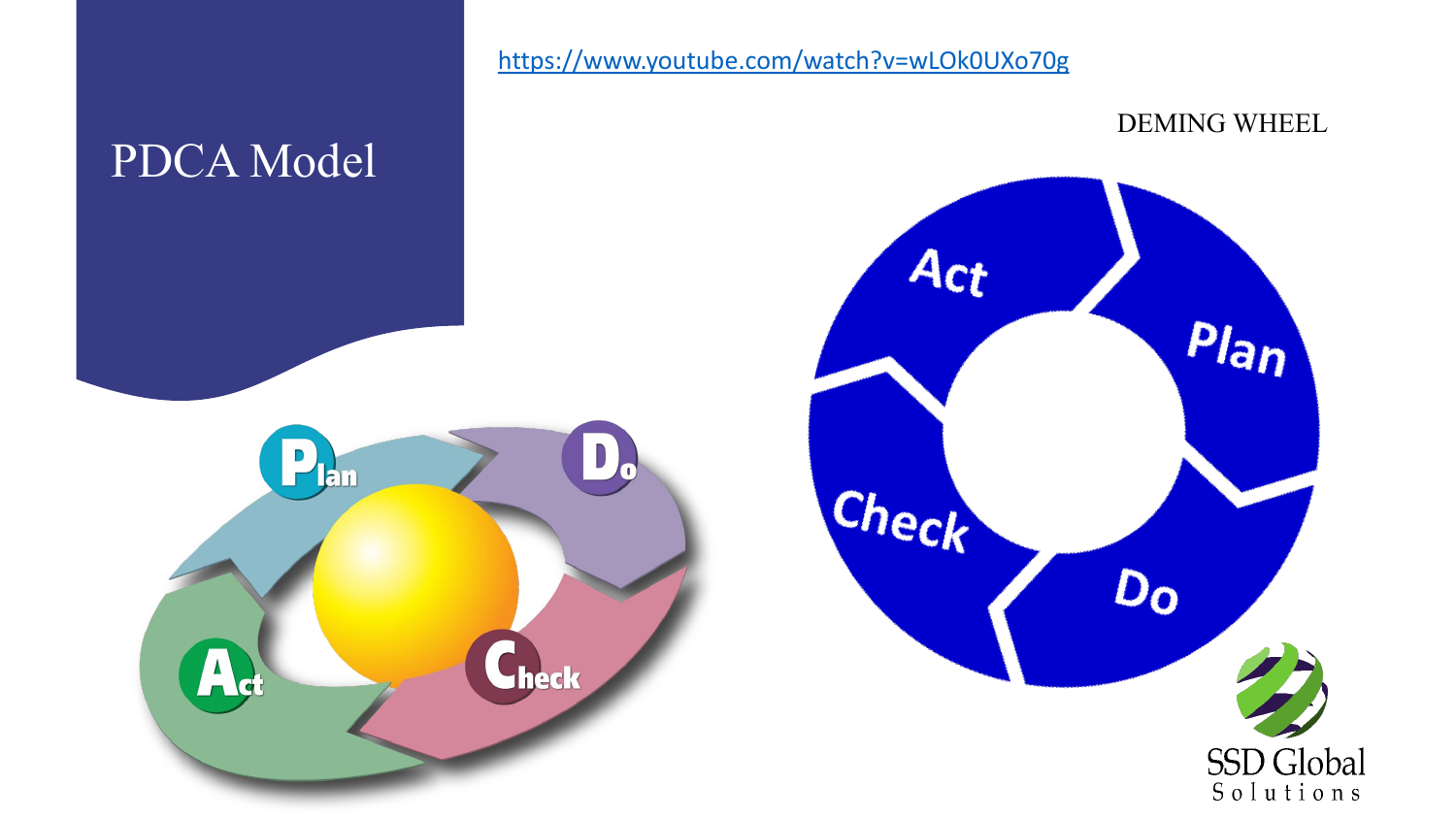# PDCA Model

https://www.youtube.com/watch?v=wLOk0UXo70g

DEMING WHEEL

Plan

Do

Check

Act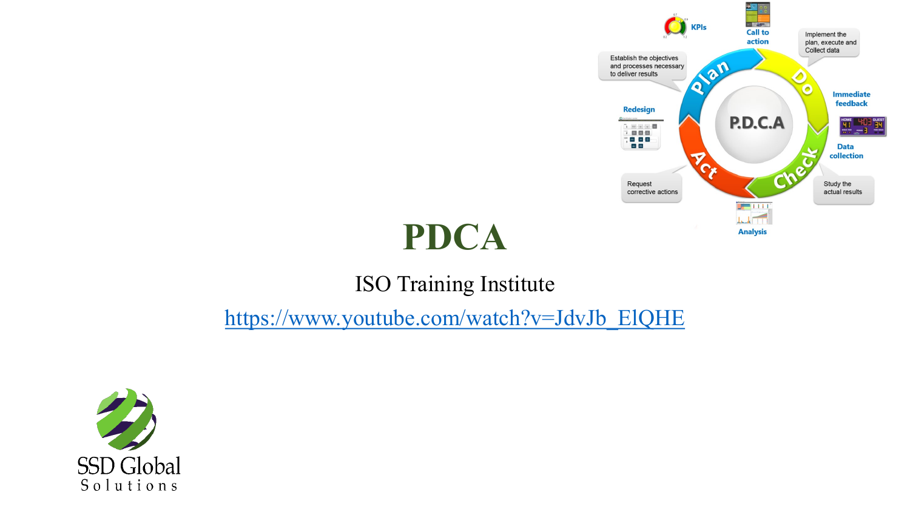# PDCA

ISO Training Institute

https://www.youtube.com/watch?v=JdvJb_ElQHE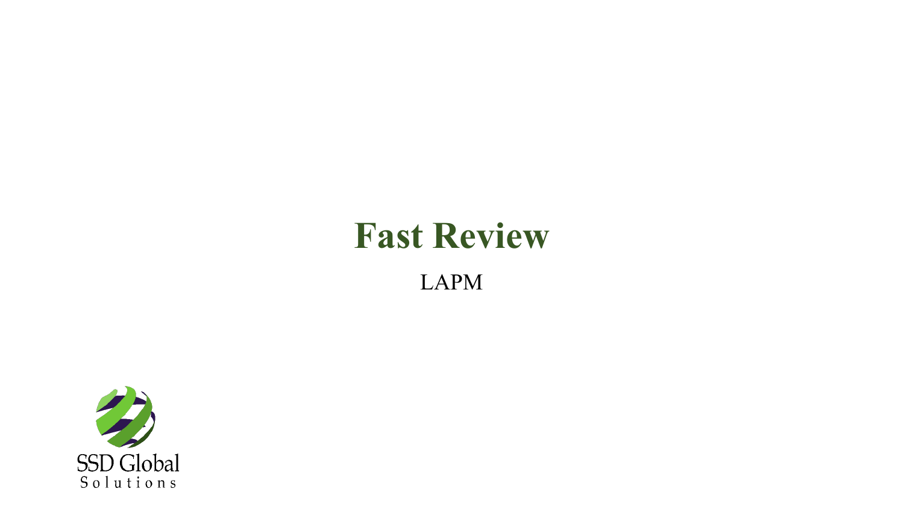# Fast Review

LAPM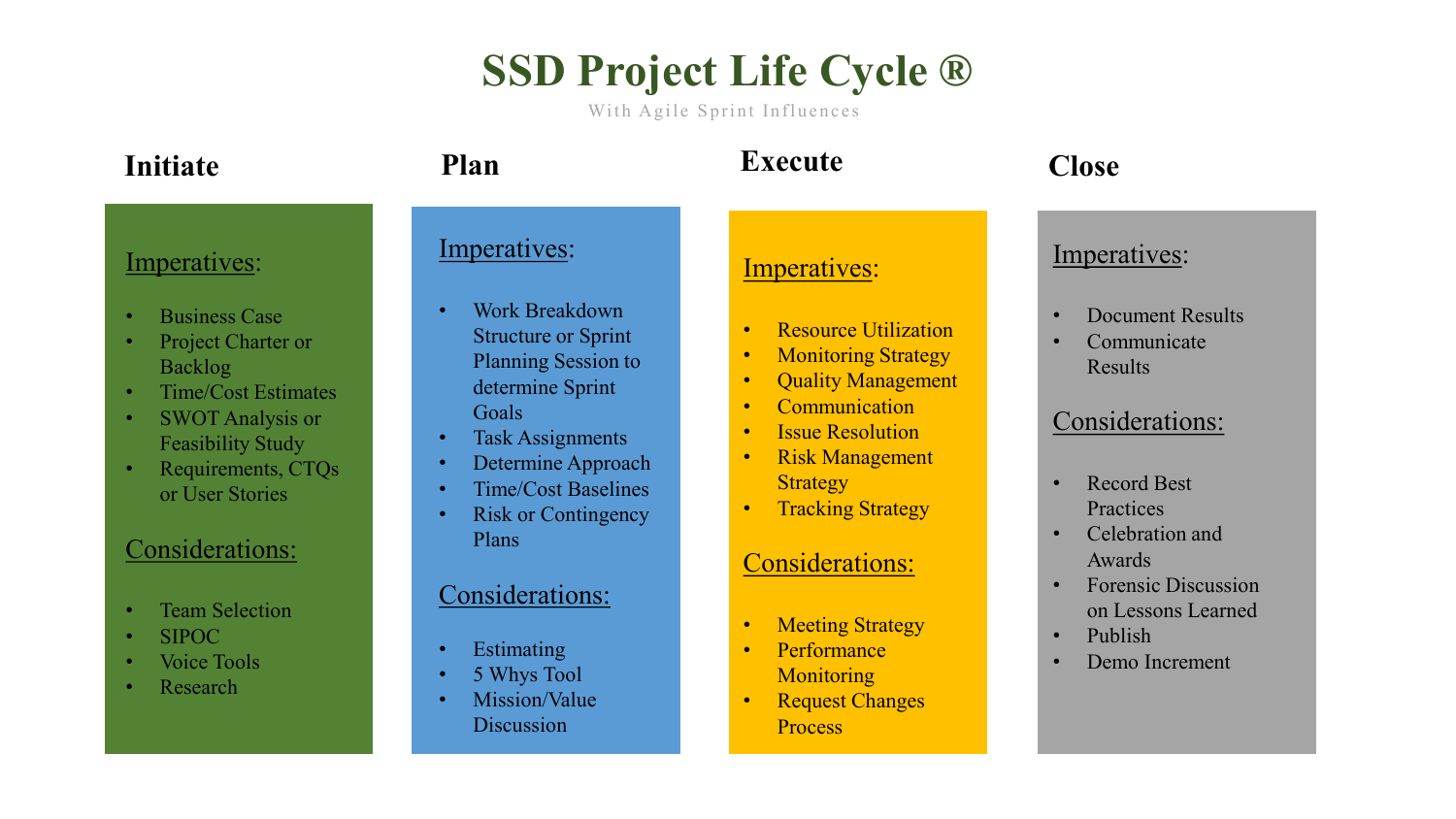# SSD Project Life Cycle ®

With Agile Sprint Influences

## Initiate

Imperatives:

- Business Case
- Project Charter or Backlog
- Time/Cost Estimates
- SWOT Analysis or Feasibility Study
- Requirements, CTQs or User Stories

Considerations:

- Team Selection
- SIPOC
- Voice Tools
- Research

## Plan

Imperatives:

- Work Breakdown Structure or Sprint Planning Session to determine Sprint Goals
- Task Assignments
- Determine Approach
- Time/Cost Baselines
- Risk or Contingency Plans

Considerations:

- Estimating
- 5 Whys Tool
- Mission/Value Discussion

## Execute

Imperatives:

- Resource Utilization
- Monitoring Strategy
- Quality Management
- Communication
- Issue Resolution
- Risk Management Strategy
- Tracking Strategy

Considerations:

- Meeting Strategy
- Performance Monitoring
- Request Changes Process

## Close

Imperatives:

- Document Results
- Communicate Results

Considerations:

- Record Best Practices
- Celebration and Awards
- Forensic Discussion on Lessons Learned
- Publish
- Demo Increment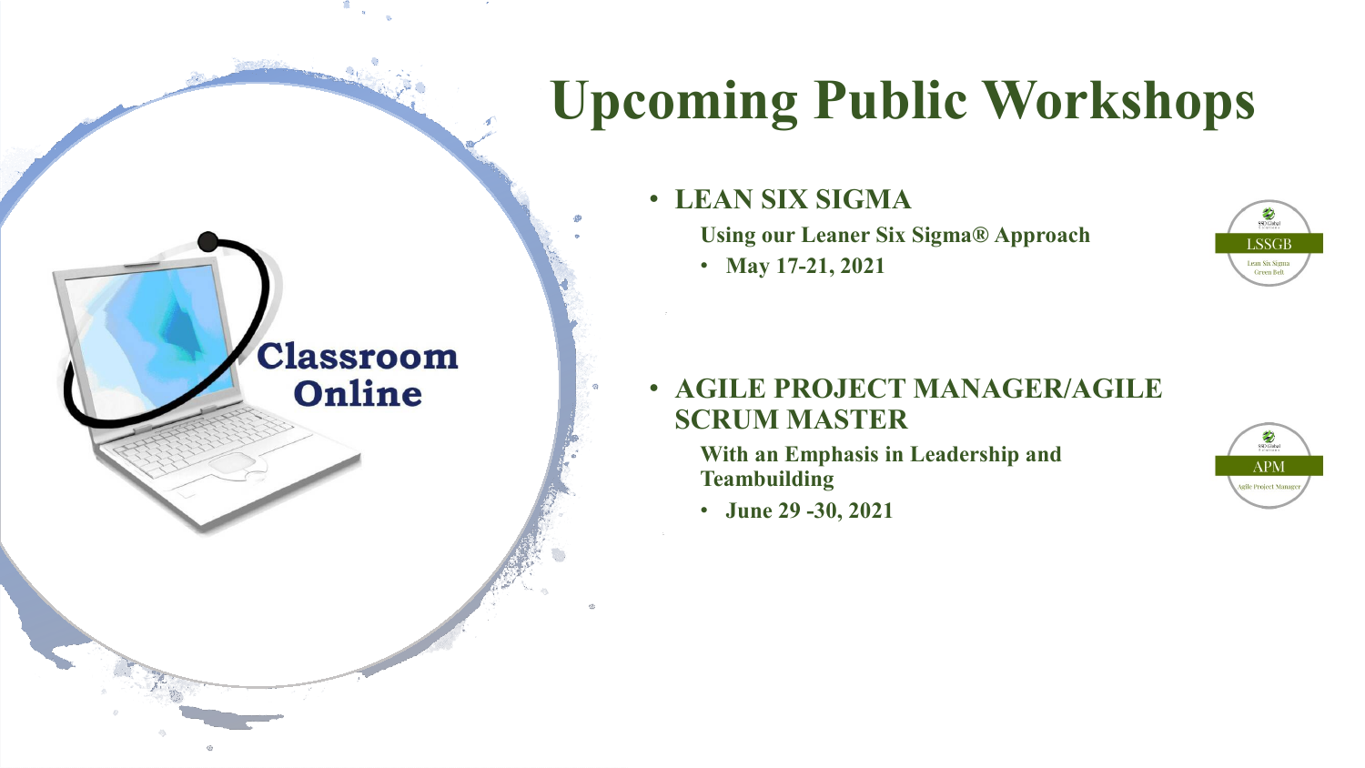# Upcoming Public Workshops

Classroom Online

- **LEAN SIX SIGMA**

  **Using our Leaner Six Sigma® Approach**

  - **May 17-21, 2021**

LSSGB
Lean Six Sigma Green Belt

- **AGILE PROJECT MANAGER/AGILE SCRUM MASTER**

  **With an Emphasis in Leadership and Teambuilding**

  - **June 29 -30, 2021**

APM
Agile Project Manager